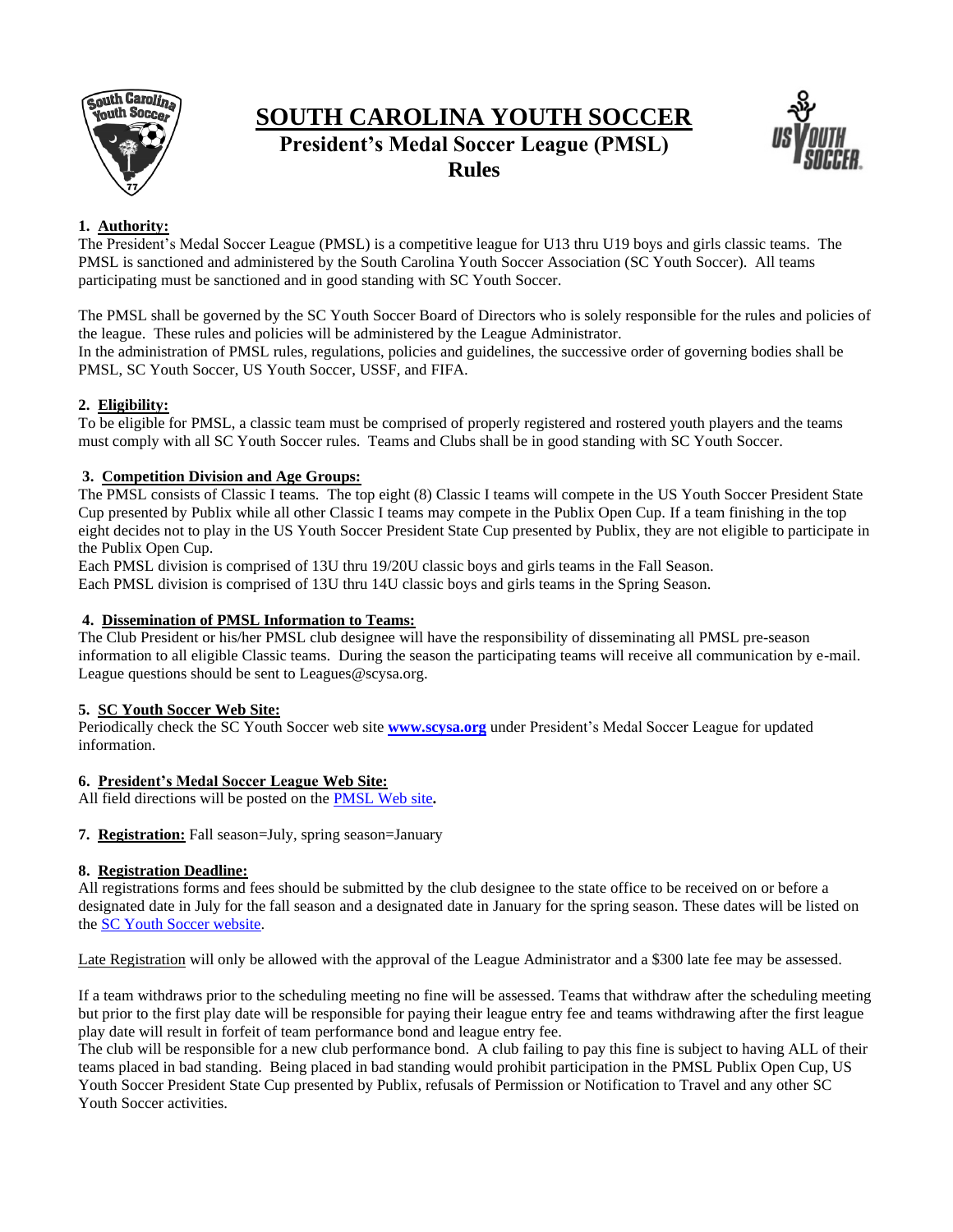# SOUTH CAROLINA YOUTH SOCCER

## President's Medal Soccer League (PMSL)

## Rules

### 1. Authority:

The President's Medal Soccer League (PMSL) is a competitive league for U13 thru U19 boys and girls classic teams. The PMSL is sanctioned and administered by the South Carolina Youth Soccer Association (SC Youth Soccer). All teams participating must be sanctioned and in good standing with SC Youth Soccer.

The PMSL shall be governed by the SC Youth Soccer Board of Directors who is solely responsible for the rules and policies of the league. These rules and policies will be administered by the League Administrator.

In the administration of PMSL rules, regulations, policies and guidelines, the successive order of governing bodies shall be PMSL, SC Youth Soccer, US Youth Soccer, USSF, and FIFA.

### 2. Eligibility:

To be eligible for PMSL, a classic team must be comprised of properly registered and rostered youth players and the teams must comply with all SC Youth Soccer rules. Teams and Clubs shall be in good standing with SC Youth Soccer.

### 3. Competition Division and Age Groups:

The PMSL consists of Classic I teams. The top eight (8) Classic I teams will compete in the US Youth Soccer President State Cup presented by Publix while all other Classic I teams may compete in the Publix Open Cup. If a team finishing in the top eight decides not to play in the US Youth Soccer President State Cup presented by Publix, they are not eligible to participate in the Publix Open Cup.

Each PMSL division is comprised of 13U thru 19/20U classic boys and girls teams in the Fall Season.

Each PMSL division is comprised of 13U thru 14U classic boys and girls teams in the Spring Season.

### 4. Dissemination of PMSL Information to Teams:

The Club President or his/her PMSL club designee will have the responsibility of disseminating all PMSL pre-season information to all eligible Classic teams. During the season the participating teams will receive all communication by e-mail. League questions should be sent to Leagues@scysa.org.

### 5. SC Youth Soccer Web Site:

Periodically check the SC Youth Soccer web site **www.scysa.org** under President's Medal Soccer League for updated information.

### 6. President's Medal Soccer League Web Site:

All field directions will be posted on the PMSL Web site**.**

### 7. Registration: Fall season=July, spring season=January

### 8. Registration Deadline:

All registrations forms and fees should be submitted by the club designee to the state office to be received on or before a designated date in July for the fall season and a designated date in January for the spring season. These dates will be listed on the SC Youth Soccer website.

Late Registration will only be allowed with the approval of the League Administrator and a $300 late fee may be assessed.

If a team withdraws prior to the scheduling meeting no fine will be assessed. Teams that withdraw after the scheduling meeting but prior to the first play date will be responsible for paying their league entry fee and teams withdrawing after the first league play date will result in forfeit of team performance bond and league entry fee.

The club will be responsible for a new club performance bond. A club failing to pay this fine is subject to having ALL of their teams placed in bad standing. Being placed in bad standing would prohibit participation in the PMSL Publix Open Cup, US Youth Soccer President State Cup presented by Publix, refusals of Permission or Notification to Travel and any other SC Youth Soccer activities.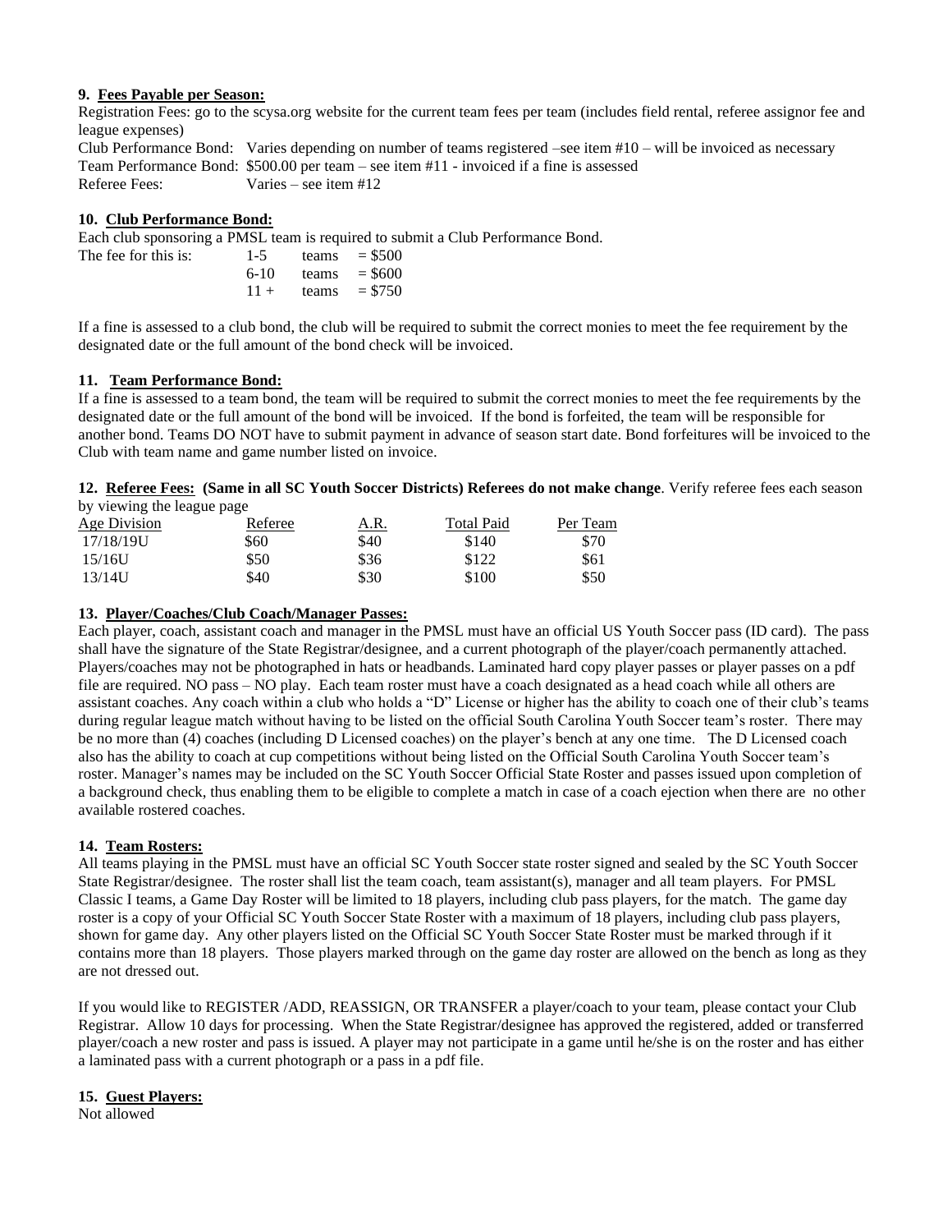**9. Fees Payable per Season:**

Registration Fees: go to the scysa.org website for the current team fees per team (includes field rental, referee assignor fee and league expenses)

Club Performance Bond: Varies depending on number of teams registered –see item #10 – will be invoiced as necessary

Team Performance Bond: $500.00 per team – see item #11 - invoiced if a fine is assessed

Referee Fees: Varies – see item #12

**10. Club Performance Bond:**

Each club sponsoring a PMSL team is required to submit a Club Performance Bond.

The fee for this is:

| | | |
|---|---|---|
| 1-5 | teams | = $500 |
| 6-10 | teams | = $600 |
| 11 + | teams | = $750 |

If a fine is assessed to a club bond, the club will be required to submit the correct monies to meet the fee requirement by the designated date or the full amount of the bond check will be invoiced.

**11. Team Performance Bond:**

If a fine is assessed to a team bond, the team will be required to submit the correct monies to meet the fee requirements by the designated date or the full amount of the bond will be invoiced. If the bond is forfeited, the team will be responsible for another bond. Teams DO NOT have to submit payment in advance of season start date. Bond forfeitures will be invoiced to the Club with team name and game number listed on invoice.

**12. Referee Fees: (Same in all SC Youth Soccer Districts) Referees do not make change**. Verify referee fees each season by viewing the league page

| Age Division | Referee | A.R. | Total Paid | Per Team |
|---|---|---|---|---|
| 17/18/19U | $60 | $40 | $140 | $70 |
| 15/16U | $50 | $36 | $122 | $61 |
| 13/14U | $40 | $30 | $100 | $50 |

**13. Player/Coaches/Club Coach/Manager Passes:**

Each player, coach, assistant coach and manager in the PMSL must have an official US Youth Soccer pass (ID card). The pass shall have the signature of the State Registrar/designee, and a current photograph of the player/coach permanently attached. Players/coaches may not be photographed in hats or headbands. Laminated hard copy player passes or player passes on a pdf file are required. NO pass – NO play. Each team roster must have a coach designated as a head coach while all others are assistant coaches. Any coach within a club who holds a "D" License or higher has the ability to coach one of their club's teams during regular league match without having to be listed on the official South Carolina Youth Soccer team's roster. There may be no more than (4) coaches (including D Licensed coaches) on the player's bench at any one time. The D Licensed coach also has the ability to coach at cup competitions without being listed on the Official South Carolina Youth Soccer team's roster. Manager's names may be included on the SC Youth Soccer Official State Roster and passes issued upon completion of a background check, thus enabling them to be eligible to complete a match in case of a coach ejection when there are no other available rostered coaches.

**14. Team Rosters:**

All teams playing in the PMSL must have an official SC Youth Soccer state roster signed and sealed by the SC Youth Soccer State Registrar/designee. The roster shall list the team coach, team assistant(s), manager and all team players. For PMSL Classic I teams, a Game Day Roster will be limited to 18 players, including club pass players, for the match. The game day roster is a copy of your Official SC Youth Soccer State Roster with a maximum of 18 players, including club pass players, shown for game day. Any other players listed on the Official SC Youth Soccer State Roster must be marked through if it contains more than 18 players. Those players marked through on the game day roster are allowed on the bench as long as they are not dressed out.

If you would like to REGISTER /ADD, REASSIGN, OR TRANSFER a player/coach to your team, please contact your Club Registrar. Allow 10 days for processing. When the State Registrar/designee has approved the registered, added or transferred player/coach a new roster and pass is issued. A player may not participate in a game until he/she is on the roster and has either a laminated pass with a current photograph or a pass in a pdf file.

**15. Guest Players:**

Not allowed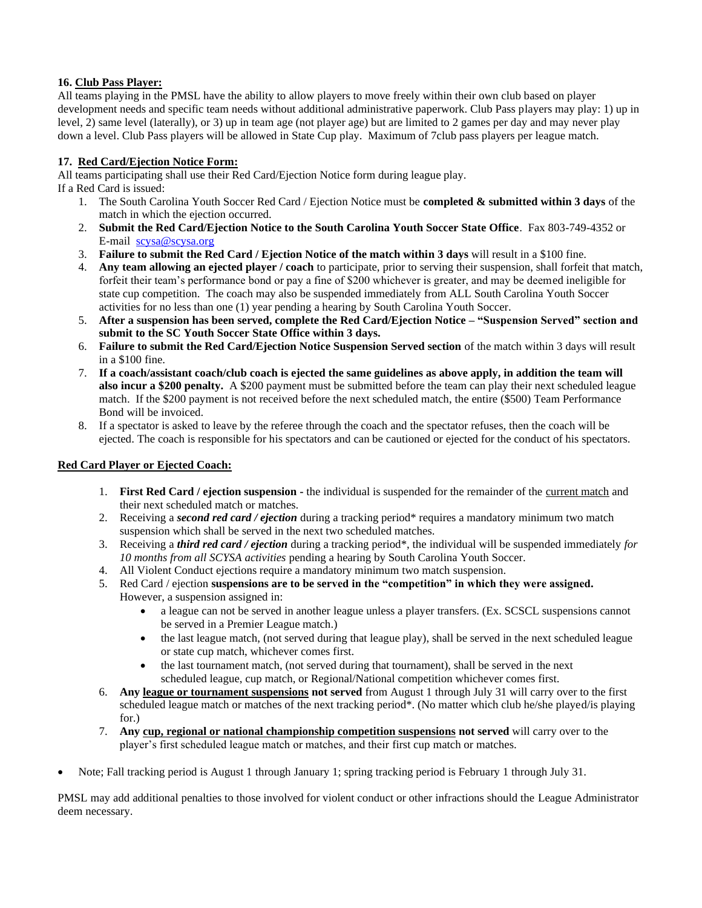**16. <u>Club Pass Player:</u>**

All teams playing in the PMSL have the ability to allow players to move freely within their own club based on player development needs and specific team needs without additional administrative paperwork. Club Pass players may play: 1) up in level, 2) same level (laterally), or 3) up in team age (not player age) but are limited to 2 games per day and may never play down a level. Club Pass players will be allowed in State Cup play. Maximum of 7club pass players per league match.

**17. <u>Red Card/Ejection Notice Form:</u>**

All teams participating shall use their Red Card/Ejection Notice form during league play.

If a Red Card is issued:

1. The South Carolina Youth Soccer Red Card / Ejection Notice must be **completed & submitted within 3 days** of the match in which the ejection occurred.
2. **Submit the Red Card/Ejection Notice to the South Carolina Youth Soccer State Office**. Fax 803-749-4352 or E-mail scysa@scysa.org
3. **Failure to submit the Red Card / Ejection Notice of the match within 3 days** will result in a $100 fine.
4. **Any team allowing an ejected player / coach** to participate, prior to serving their suspension, shall forfeit that match, forfeit their team's performance bond or pay a fine of $200 whichever is greater, and may be deemed ineligible for state cup competition. The coach may also be suspended immediately from ALL South Carolina Youth Soccer activities for no less than one (1) year pending a hearing by South Carolina Youth Soccer.
5. **After a suspension has been served, complete the Red Card/Ejection Notice – "Suspension Served" section and submit to the SC Youth Soccer State Office within 3 days.**
6. **Failure to submit the Red Card/Ejection Notice Suspension Served section** of the match within 3 days will result in a $100 fine.
7. **If a coach/assistant coach/club coach is ejected the same guidelines as above apply, in addition the team will also incur a $200 penalty.** A $200 payment must be submitted before the team can play their next scheduled league match. If the $200 payment is not received before the next scheduled match, the entire ($500) Team Performance Bond will be invoiced.
8. If a spectator is asked to leave by the referee through the coach and the spectator refuses, then the coach will be ejected. The coach is responsible for his spectators and can be cautioned or ejected for the conduct of his spectators.

**<u>Red Card Player or Ejected Coach:</u>**

1. **First Red Card / ejection suspension -** the individual is suspended for the remainder of the <u>current match</u> and their next scheduled match or matches.
2. Receiving a ***second red card / ejection*** during a tracking period* requires a mandatory minimum two match suspension which shall be served in the next two scheduled matches.
3. Receiving a ***third red card / ejection*** during a tracking period*, the individual will be suspended immediately *for 10 months from all SCYSA activities* pending a hearing by South Carolina Youth Soccer.
4. All Violent Conduct ejections require a mandatory minimum two match suspension.
5. Red Card / ejection **suspensions are to be served in the "competition" in which they were assigned.** However, a suspension assigned in:
   - a league can not be served in another league unless a player transfers. (Ex. SCSCL suspensions cannot be served in a Premier League match.)
   - the last league match, (not served during that league play), shall be served in the next scheduled league or state cup match, whichever comes first.
   - the last tournament match, (not served during that tournament), shall be served in the next scheduled league, cup match, or Regional/National competition whichever comes first.
6. **Any <u>league or tournament suspensions</u> not served** from August 1 through July 31 will carry over to the first scheduled league match or matches of the next tracking period*. (No matter which club he/she played/is playing for.)
7. **Any <u>cup, regional or national championship competition suspensions</u> not served** will carry over to the player's first scheduled league match or matches, and their first cup match or matches.

- Note; Fall tracking period is August 1 through January 1; spring tracking period is February 1 through July 31.

PMSL may add additional penalties to those involved for violent conduct or other infractions should the League Administrator deem necessary.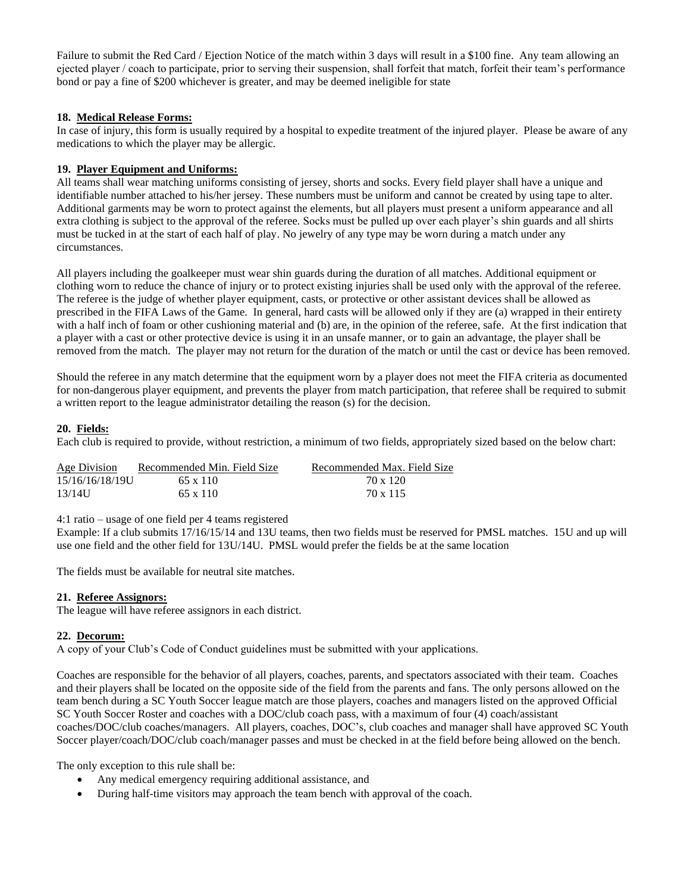Failure to submit the Red Card / Ejection Notice of the match within 3 days will result in a $100 fine. Any team allowing an ejected player / coach to participate, prior to serving their suspension, shall forfeit that match, forfeit their team's performance bond or pay a fine of $200 whichever is greater, and may be deemed ineligible for state

**18. Medical Release Forms:**

In case of injury, this form is usually required by a hospital to expedite treatment of the injured player. Please be aware of any medications to which the player may be allergic.

**19. Player Equipment and Uniforms:**

All teams shall wear matching uniforms consisting of jersey, shorts and socks. Every field player shall have a unique and identifiable number attached to his/her jersey. These numbers must be uniform and cannot be created by using tape to alter. Additional garments may be worn to protect against the elements, but all players must present a uniform appearance and all extra clothing is subject to the approval of the referee. Socks must be pulled up over each player's shin guards and all shirts must be tucked in at the start of each half of play. No jewelry of any type may be worn during a match under any circumstances.

All players including the goalkeeper must wear shin guards during the duration of all matches. Additional equipment or clothing worn to reduce the chance of injury or to protect existing injuries shall be used only with the approval of the referee. The referee is the judge of whether player equipment, casts, or protective or other assistant devices shall be allowed as prescribed in the FIFA Laws of the Game. In general, hard casts will be allowed only if they are (a) wrapped in their entirety with a half inch of foam or other cushioning material and (b) are, in the opinion of the referee, safe. At the first indication that a player with a cast or other protective device is using it in an unsafe manner, or to gain an advantage, the player shall be removed from the match. The player may not return for the duration of the match or until the cast or device has been removed.

Should the referee in any match determine that the equipment worn by a player does not meet the FIFA criteria as documented for non-dangerous player equipment, and prevents the player from match participation, that referee shall be required to submit a written report to the league administrator detailing the reason (s) for the decision.

**20. Fields:**

Each club is required to provide, without restriction, a minimum of two fields, appropriately sized based on the below chart:

| Age Division | Recommended Min. Field Size | Recommended Max. Field Size |
|---|---|---|
| 15/16/16/18/19U | 65 x 110 | 70 x 120 |
| 13/14U | 65 x 110 | 70 x 115 |

4:1 ratio – usage of one field per 4 teams registered
Example: If a club submits 17/16/15/14 and 13U teams, then two fields must be reserved for PMSL matches. 15U and up will use one field and the other field for 13U/14U. PMSL would prefer the fields be at the same location

The fields must be available for neutral site matches.

**21. Referee Assignors:**

The league will have referee assignors in each district.

**22. Decorum:**

A copy of your Club's Code of Conduct guidelines must be submitted with your applications.

Coaches are responsible for the behavior of all players, coaches, parents, and spectators associated with their team. Coaches and their players shall be located on the opposite side of the field from the parents and fans. The only persons allowed on the team bench during a SC Youth Soccer league match are those players, coaches and managers listed on the approved Official SC Youth Soccer Roster and coaches with a DOC/club coach pass, with a maximum of four (4) coach/assistant coaches/DOC/club coaches/managers. All players, coaches, DOC's, club coaches and manager shall have approved SC Youth Soccer player/coach/DOC/club coach/manager passes and must be checked in at the field before being allowed on the bench.

The only exception to this rule shall be:

- Any medical emergency requiring additional assistance, and
- During half-time visitors may approach the team bench with approval of the coach.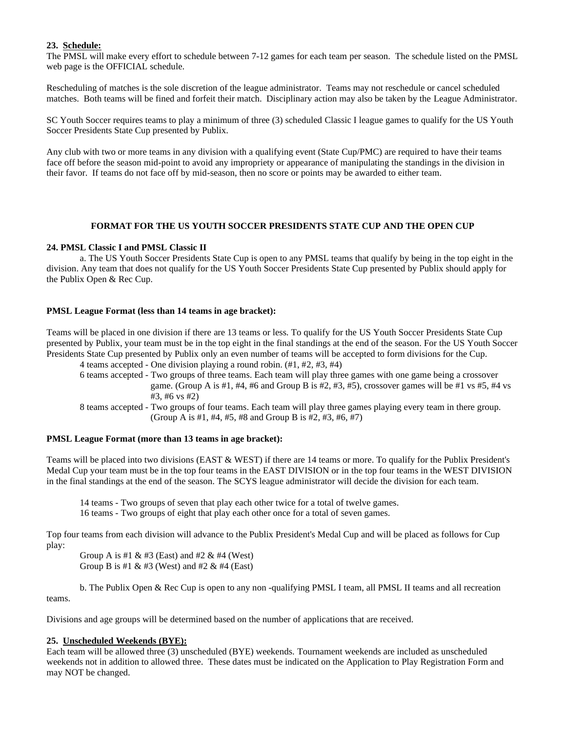**23. Schedule:**

The PMSL will make every effort to schedule between 7-12 games for each team per season. The schedule listed on the PMSL web page is the OFFICIAL schedule.

Rescheduling of matches is the sole discretion of the league administrator. Teams may not reschedule or cancel scheduled matches. Both teams will be fined and forfeit their match. Disciplinary action may also be taken by the League Administrator.

SC Youth Soccer requires teams to play a minimum of three (3) scheduled Classic I league games to qualify for the US Youth Soccer Presidents State Cup presented by Publix.

Any club with two or more teams in any division with a qualifying event (State Cup/PMC) are required to have their teams face off before the season mid-point to avoid any impropriety or appearance of manipulating the standings in the division in their favor. If teams do not face off by mid-season, then no score or points may be awarded to either team.

## FORMAT FOR THE US YOUTH SOCCER PRESIDENTS STATE CUP AND THE OPEN CUP

**24. PMSL Classic I and PMSL Classic II**

a. The US Youth Soccer Presidents State Cup is open to any PMSL teams that qualify by being in the top eight in the division. Any team that does not qualify for the US Youth Soccer Presidents State Cup presented by Publix should apply for the Publix Open & Rec Cup.

**PMSL League Format (less than 14 teams in age bracket):**

Teams will be placed in one division if there are 13 teams or less. To qualify for the US Youth Soccer Presidents State Cup presented by Publix, your team must be in the top eight in the final standings at the end of the season. For the US Youth Soccer Presidents State Cup presented by Publix only an even number of teams will be accepted to form divisions for the Cup.

- 4 teams accepted - One division playing a round robin. (#1, #2, #3, #4)
- 6 teams accepted - Two groups of three teams. Each team will play three games with one game being a crossover game. (Group A is #1, #4, #6 and Group B is #2, #3, #5), crossover games will be #1 vs #5, #4 vs #3, #6 vs #2)
- 8 teams accepted - Two groups of four teams. Each team will play three games playing every team in there group. (Group A is #1, #4, #5, #8 and Group B is #2, #3, #6, #7)

**PMSL League Format (more than 13 teams in age bracket):**

Teams will be placed into two divisions (EAST & WEST) if there are 14 teams or more. To qualify for the Publix President's Medal Cup your team must be in the top four teams in the EAST DIVISION or in the top four teams in the WEST DIVISION in the final standings at the end of the season. The SCYS league administrator will decide the division for each team.

- 14 teams - Two groups of seven that play each other twice for a total of twelve games.
- 16 teams - Two groups of eight that play each other once for a total of seven games.

Top four teams from each division will advance to the Publix President's Medal Cup and will be placed as follows for Cup play:

Group A is #1 & #3 (East) and #2 & #4 (West)
Group B is #1 & #3 (West) and #2 & #4 (East)

b. The Publix Open & Rec Cup is open to any non -qualifying PMSL I team, all PMSL II teams and all recreation teams.

Divisions and age groups will be determined based on the number of applications that are received.

**25. Unscheduled Weekends (BYE):**

Each team will be allowed three (3) unscheduled (BYE) weekends. Tournament weekends are included as unscheduled weekends not in addition to allowed three. These dates must be indicated on the Application to Play Registration Form and may NOT be changed.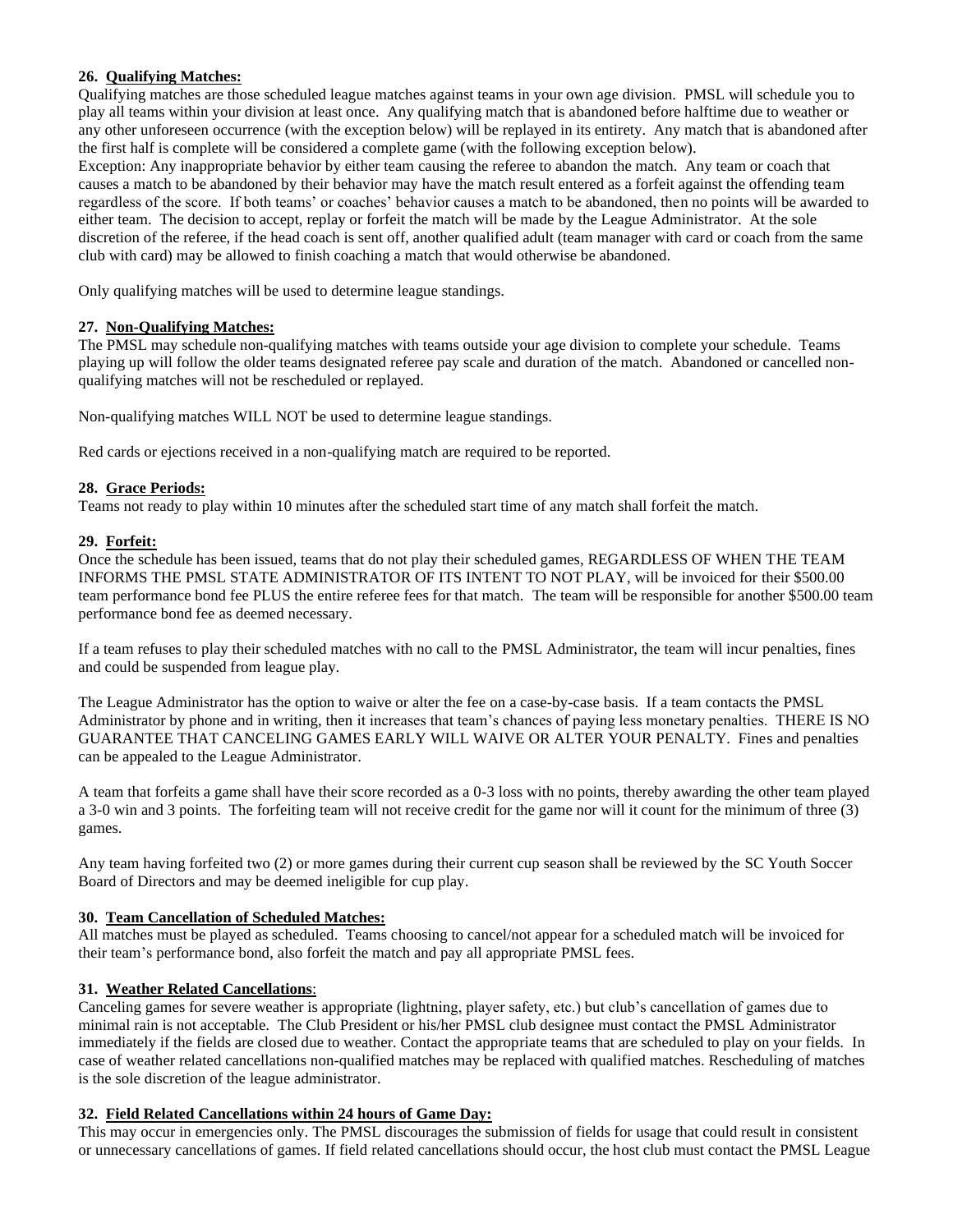**26. Qualifying Matches:**

Qualifying matches are those scheduled league matches against teams in your own age division. PMSL will schedule you to play all teams within your division at least once. Any qualifying match that is abandoned before halftime due to weather or any other unforeseen occurrence (with the exception below) will be replayed in its entirety. Any match that is abandoned after the first half is complete will be considered a complete game (with the following exception below).

Exception: Any inappropriate behavior by either team causing the referee to abandon the match. Any team or coach that causes a match to be abandoned by their behavior may have the match result entered as a forfeit against the offending team regardless of the score. If both teams' or coaches' behavior causes a match to be abandoned, then no points will be awarded to either team. The decision to accept, replay or forfeit the match will be made by the League Administrator. At the sole discretion of the referee, if the head coach is sent off, another qualified adult (team manager with card or coach from the same club with card) may be allowed to finish coaching a match that would otherwise be abandoned.

Only qualifying matches will be used to determine league standings.

**27. Non-Qualifying Matches:**

The PMSL may schedule non-qualifying matches with teams outside your age division to complete your schedule. Teams playing up will follow the older teams designated referee pay scale and duration of the match. Abandoned or cancelled non-qualifying matches will not be rescheduled or replayed.

Non-qualifying matches WILL NOT be used to determine league standings.

Red cards or ejections received in a non-qualifying match are required to be reported.

**28. Grace Periods:**

Teams not ready to play within 10 minutes after the scheduled start time of any match shall forfeit the match.

**29. Forfeit:**

Once the schedule has been issued, teams that do not play their scheduled games, REGARDLESS OF WHEN THE TEAM INFORMS THE PMSL STATE ADMINISTRATOR OF ITS INTENT TO NOT PLAY, will be invoiced for their $500.00 team performance bond fee PLUS the entire referee fees for that match. The team will be responsible for another $500.00 team performance bond fee as deemed necessary.

If a team refuses to play their scheduled matches with no call to the PMSL Administrator, the team will incur penalties, fines and could be suspended from league play.

The League Administrator has the option to waive or alter the fee on a case-by-case basis. If a team contacts the PMSL Administrator by phone and in writing, then it increases that team's chances of paying less monetary penalties. THERE IS NO GUARANTEE THAT CANCELING GAMES EARLY WILL WAIVE OR ALTER YOUR PENALTY. Fines and penalties can be appealed to the League Administrator.

A team that forfeits a game shall have their score recorded as a 0-3 loss with no points, thereby awarding the other team played a 3-0 win and 3 points. The forfeiting team will not receive credit for the game nor will it count for the minimum of three (3) games.

Any team having forfeited two (2) or more games during their current cup season shall be reviewed by the SC Youth Soccer Board of Directors and may be deemed ineligible for cup play.

**30. Team Cancellation of Scheduled Matches:**

All matches must be played as scheduled. Teams choosing to cancel/not appear for a scheduled match will be invoiced for their team's performance bond, also forfeit the match and pay all appropriate PMSL fees.

**31. Weather Related Cancellations:**

Canceling games for severe weather is appropriate (lightning, player safety, etc.) but club's cancellation of games due to minimal rain is not acceptable. The Club President or his/her PMSL club designee must contact the PMSL Administrator immediately if the fields are closed due to weather. Contact the appropriate teams that are scheduled to play on your fields. In case of weather related cancellations non-qualified matches may be replaced with qualified matches. Rescheduling of matches is the sole discretion of the league administrator.

**32. Field Related Cancellations within 24 hours of Game Day:**

This may occur in emergencies only. The PMSL discourages the submission of fields for usage that could result in consistent or unnecessary cancellations of games. If field related cancellations should occur, the host club must contact the PMSL League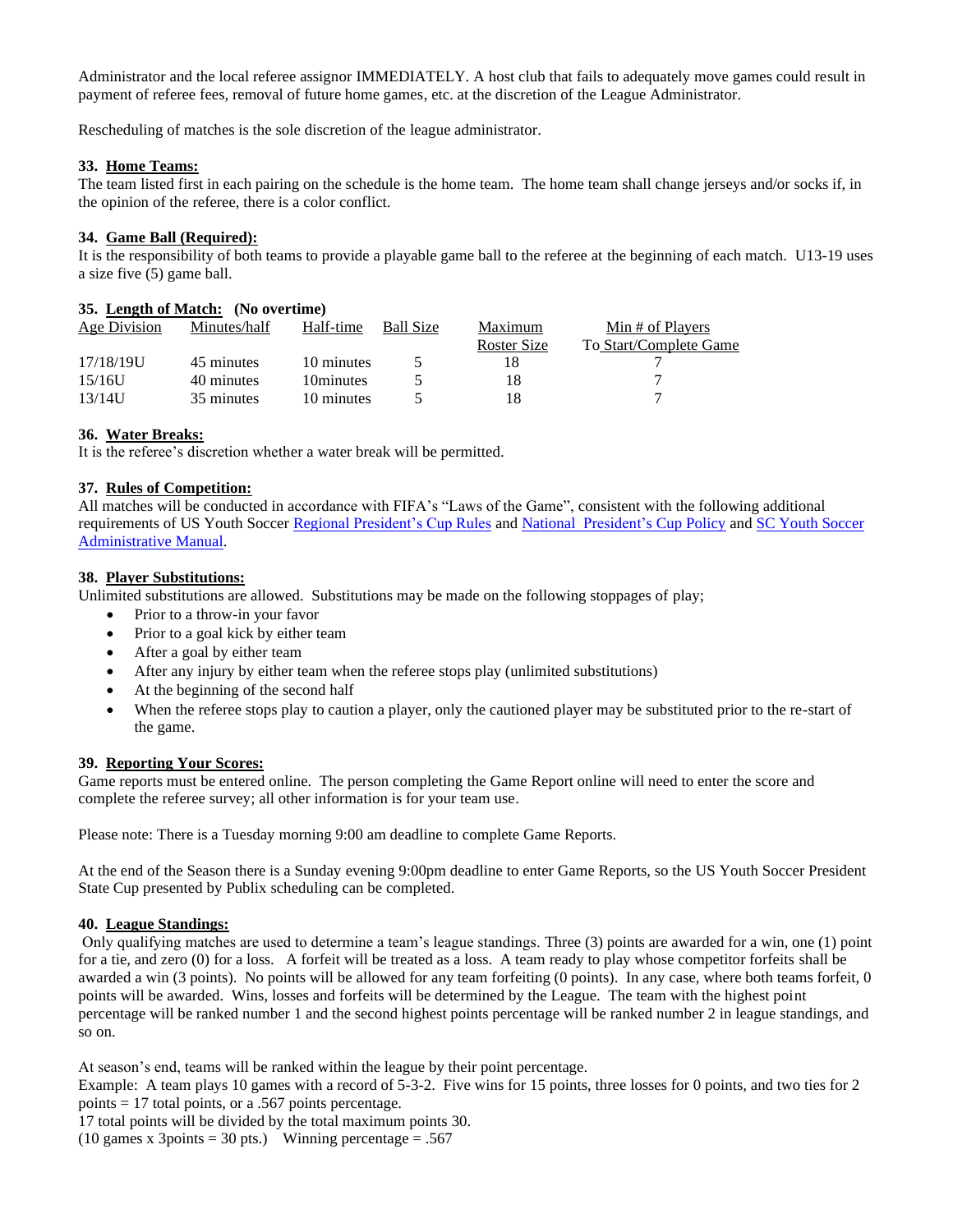Administrator and the local referee assignor IMMEDIATELY. A host club that fails to adequately move games could result in payment of referee fees, removal of future home games, etc. at the discretion of the League Administrator.

Rescheduling of matches is the sole discretion of the league administrator.

### 33. Home Teams:

The team listed first in each pairing on the schedule is the home team. The home team shall change jerseys and/or socks if, in the opinion of the referee, there is a color conflict.

### 34. Game Ball (Required):

It is the responsibility of both teams to provide a playable game ball to the referee at the beginning of each match. U13-19 uses a size five (5) game ball.

### 35. Length of Match: (No overtime)

| Age Division | Minutes/half | Half-time | Ball Size | Maximum Roster Size | Min # of Players To Start/Complete Game |
|---|---|---|---|---|---|
| 17/18/19U | 45 minutes | 10 minutes | 5 | 18 | 7 |
| 15/16U | 40 minutes | 10minutes | 5 | 18 | 7 |
| 13/14U | 35 minutes | 10 minutes | 5 | 18 | 7 |

### 36. Water Breaks:

It is the referee's discretion whether a water break will be permitted.

### 37. Rules of Competition:

All matches will be conducted in accordance with FIFA's "Laws of the Game", consistent with the following additional requirements of US Youth Soccer Regional President's Cup Rules and National President's Cup Policy and SC Youth Soccer Administrative Manual.

### 38. Player Substitutions:

Unlimited substitutions are allowed. Substitutions may be made on the following stoppages of play;

- Prior to a throw-in your favor
- Prior to a goal kick by either team
- After a goal by either team
- After any injury by either team when the referee stops play (unlimited substitutions)
- At the beginning of the second half
- When the referee stops play to caution a player, only the cautioned player may be substituted prior to the re-start of the game.

### 39. Reporting Your Scores:

Game reports must be entered online. The person completing the Game Report online will need to enter the score and complete the referee survey; all other information is for your team use.

Please note: There is a Tuesday morning 9:00 am deadline to complete Game Reports.

At the end of the Season there is a Sunday evening 9:00pm deadline to enter Game Reports, so the US Youth Soccer President State Cup presented by Publix scheduling can be completed.

### 40. League Standings:

Only qualifying matches are used to determine a team's league standings. Three (3) points are awarded for a win, one (1) point for a tie, and zero (0) for a loss. A forfeit will be treated as a loss. A team ready to play whose competitor forfeits shall be awarded a win (3 points). No points will be allowed for any team forfeiting (0 points). In any case, where both teams forfeit, 0 points will be awarded. Wins, losses and forfeits will be determined by the League. The team with the highest point percentage will be ranked number 1 and the second highest points percentage will be ranked number 2 in league standings, and so on.

At season's end, teams will be ranked within the league by their point percentage.
Example: A team plays 10 games with a record of 5-3-2. Five wins for 15 points, three losses for 0 points, and two ties for 2 points = 17 total points, or a .567 points percentage.
17 total points will be divided by the total maximum points 30.
(10 games x 3points = 30 pts.) Winning percentage = .567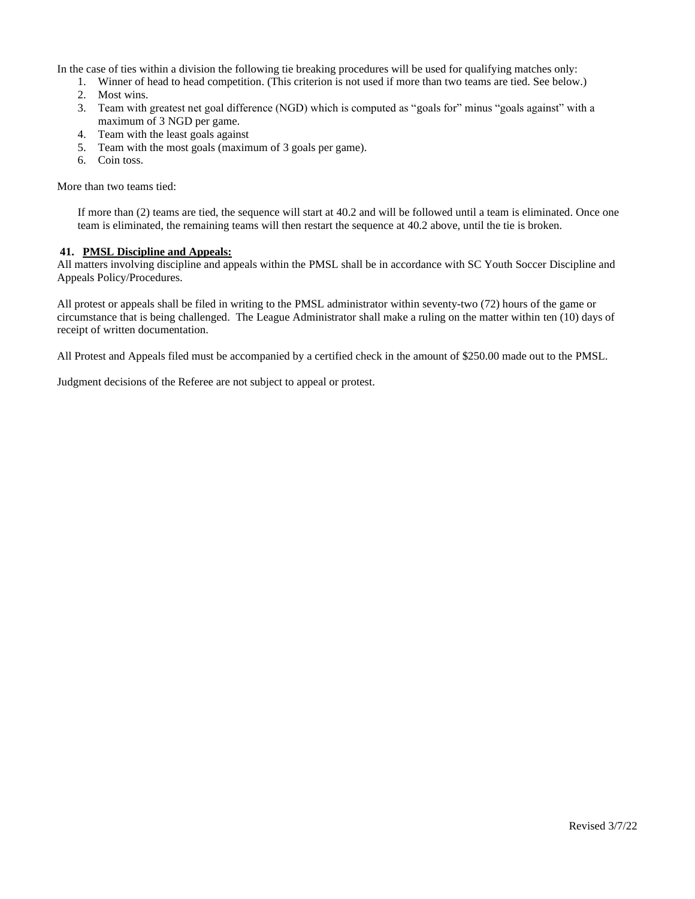In the case of ties within a division the following tie breaking procedures will be used for qualifying matches only:

1. Winner of head to head competition. (This criterion is not used if more than two teams are tied. See below.)
2. Most wins.
3. Team with greatest net goal difference (NGD) which is computed as "goals for" minus "goals against" with a maximum of 3 NGD per game.
4. Team with the least goals against
5. Team with the most goals (maximum of 3 goals per game).
6. Coin toss.

More than two teams tied:

> If more than (2) teams are tied, the sequence will start at 40.2 and will be followed until a team is eliminated. Once one team is eliminated, the remaining teams will then restart the sequence at 40.2 above, until the tie is broken.

## 41. PMSL Discipline and Appeals:

All matters involving discipline and appeals within the PMSL shall be in accordance with SC Youth Soccer Discipline and Appeals Policy/Procedures.

All protest or appeals shall be filed in writing to the PMSL administrator within seventy-two (72) hours of the game or circumstance that is being challenged. The League Administrator shall make a ruling on the matter within ten (10) days of receipt of written documentation.

All Protest and Appeals filed must be accompanied by a certified check in the amount of $250.00 made out to the PMSL.

Judgment decisions of the Referee are not subject to appeal or protest.

Revised 3/7/22